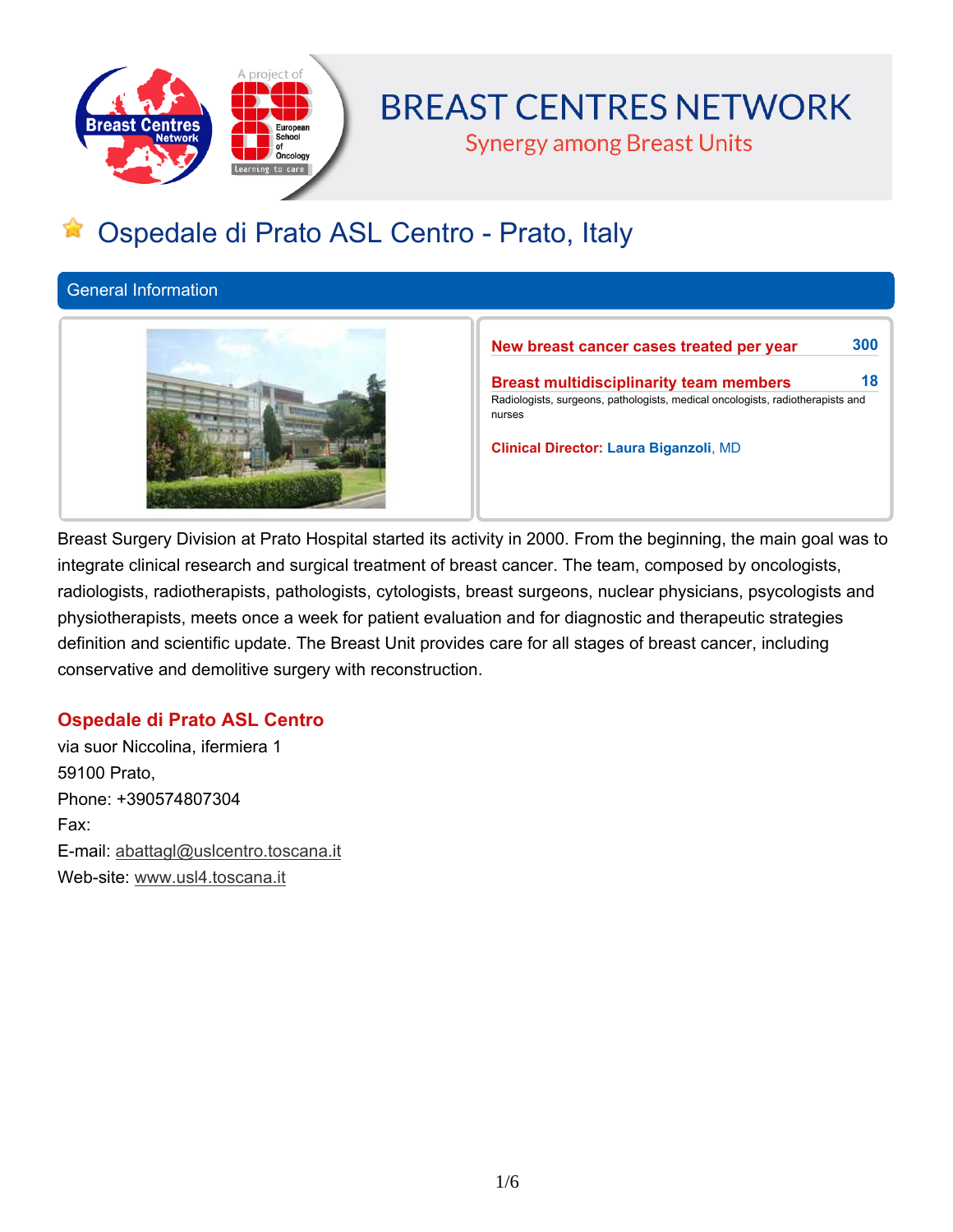# BREAST CENTRES NETWORK

Synergy among Breast Units

## Ospedale di Prato ASL Centro - Prato, Italy

### General Information

**New breast cancer cases treated per year** 300

**Breast multidisciplinarity team members** 18

Radiologists, surgeons, pathologists, medical oncologists, radiotherapists and nurses

**Clinical Director:** **Laura Biganzoli**, MD

Breast Surgery Division at Prato Hospital started its activity in 2000. From the beginning, the main goal was to integrate clinical research and surgical treatment of breast cancer. The team, composed by oncologists, radiologists, radiotherapists, pathologists, cytologists, breast surgeons, nuclear physicians, psycologists and physiotherapists, meets once a week for patient evaluation and for diagnostic and therapeutic strategies definition and scientific update. The Breast Unit provides care for all stages of breast cancer, including conservative and demolitive surgery with reconstruction.

### Ospedale di Prato ASL Centro

via suor Niccolina, ifermiera 1
59100 Prato,
Phone: +390574807304
Fax:
E-mail: abattagl@uslcentro.toscana.it
Web-site: www.usl4.toscana.it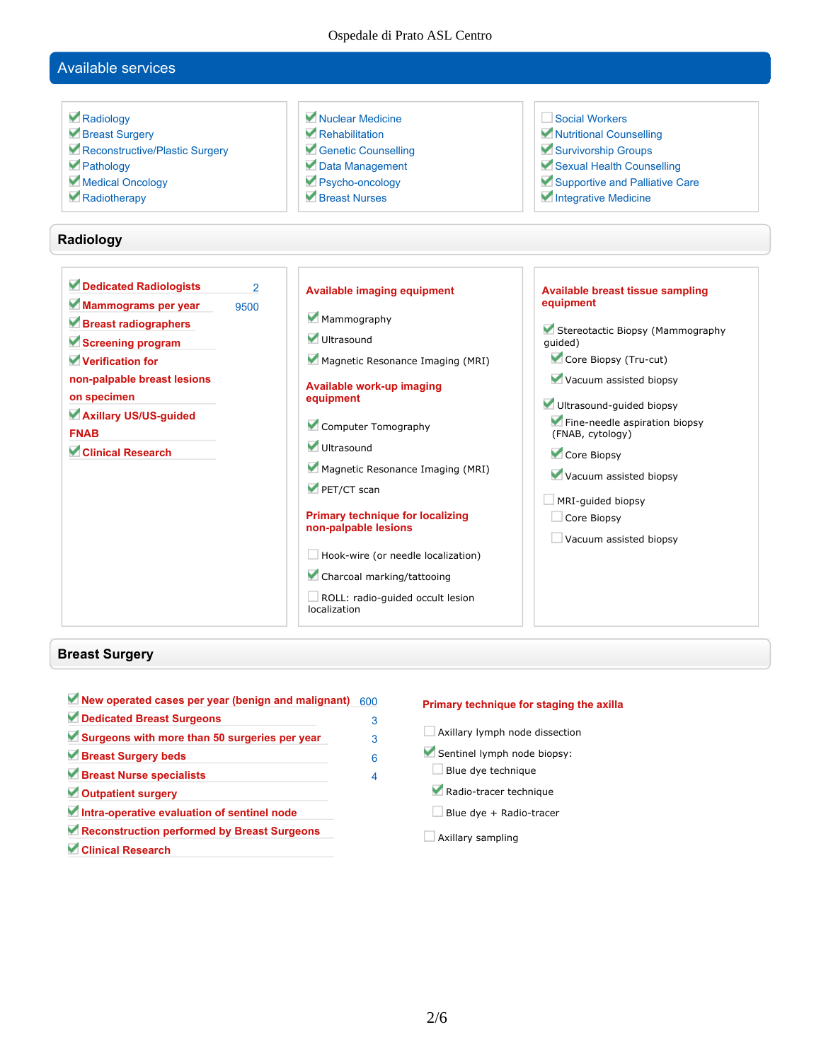## Available services

- [x] Radiology
- [x] Breast Surgery
- [x] Reconstructive/Plastic Surgery
- [x] Pathology
- [x] Medical Oncology
- [x] Radiotherapy
- [x] Nuclear Medicine
- [x] Rehabilitation
- [x] Genetic Counselling
- [x] Data Management
- [x] Psycho-oncology
- [x] Breast Nurses
- [ ] Social Workers
- [x] Nutritional Counselling
- [x] Survivorship Groups
- [x] Sexual Health Counselling
- [x] Supportive and Palliative Care
- [x] Integrative Medicine

## Radiology

- [x] **Dedicated Radiologists** 2
- [x] **Mammograms per year** 9500
- [x] **Breast radiographers**
- [x] **Screening program**
- [x] **Verification for non-palpable breast lesions on specimen**
- [x] **Axillary US/US-guided FNAB**
- [x] **Clinical Research**

**Available imaging equipment**

- [x] Mammography
- [x] Ultrasound
- [x] Magnetic Resonance Imaging (MRI)

**Available work-up imaging equipment**

- [x] Computer Tomography
- [x] Ultrasound
- [x] Magnetic Resonance Imaging (MRI)
- [x] PET/CT scan

**Primary technique for localizing non-palpable lesions**

- [ ] Hook-wire (or needle localization)
- [x] Charcoal marking/tattooing
- [ ] ROLL: radio-guided occult lesion localization

**Available breast tissue sampling equipment**

- [x] Stereotactic Biopsy (Mammography guided)
  - [x] Core Biopsy (Tru-cut)
  - [x] Vacuum assisted biopsy
- [x] Ultrasound-guided biopsy
  - [x] Fine-needle aspiration biopsy (FNAB, cytology)
  - [x] Core Biopsy
  - [x] Vacuum assisted biopsy
- [ ] MRI-guided biopsy
  - [ ] Core Biopsy
  - [ ] Vacuum assisted biopsy

## Breast Surgery

- [x] **New operated cases per year (benign and malignant)** 600
- [x] **Dedicated Breast Surgeons** 3
- [x] **Surgeons with more than 50 surgeries per year** 3
- [x] **Breast Surgery beds** 6
- [x] **Breast Nurse specialists** 4
- [x] **Outpatient surgery**
- [x] **Intra-operative evaluation of sentinel node**
- [x] **Reconstruction performed by Breast Surgeons**
- [x] **Clinical Research**

**Primary technique for staging the axilla**

- [ ] Axillary lymph node dissection
- [x] Sentinel lymph node biopsy:
  - [ ] Blue dye technique
  - [x] Radio-tracer technique
  - [ ] Blue dye + Radio-tracer
- [ ] Axillary sampling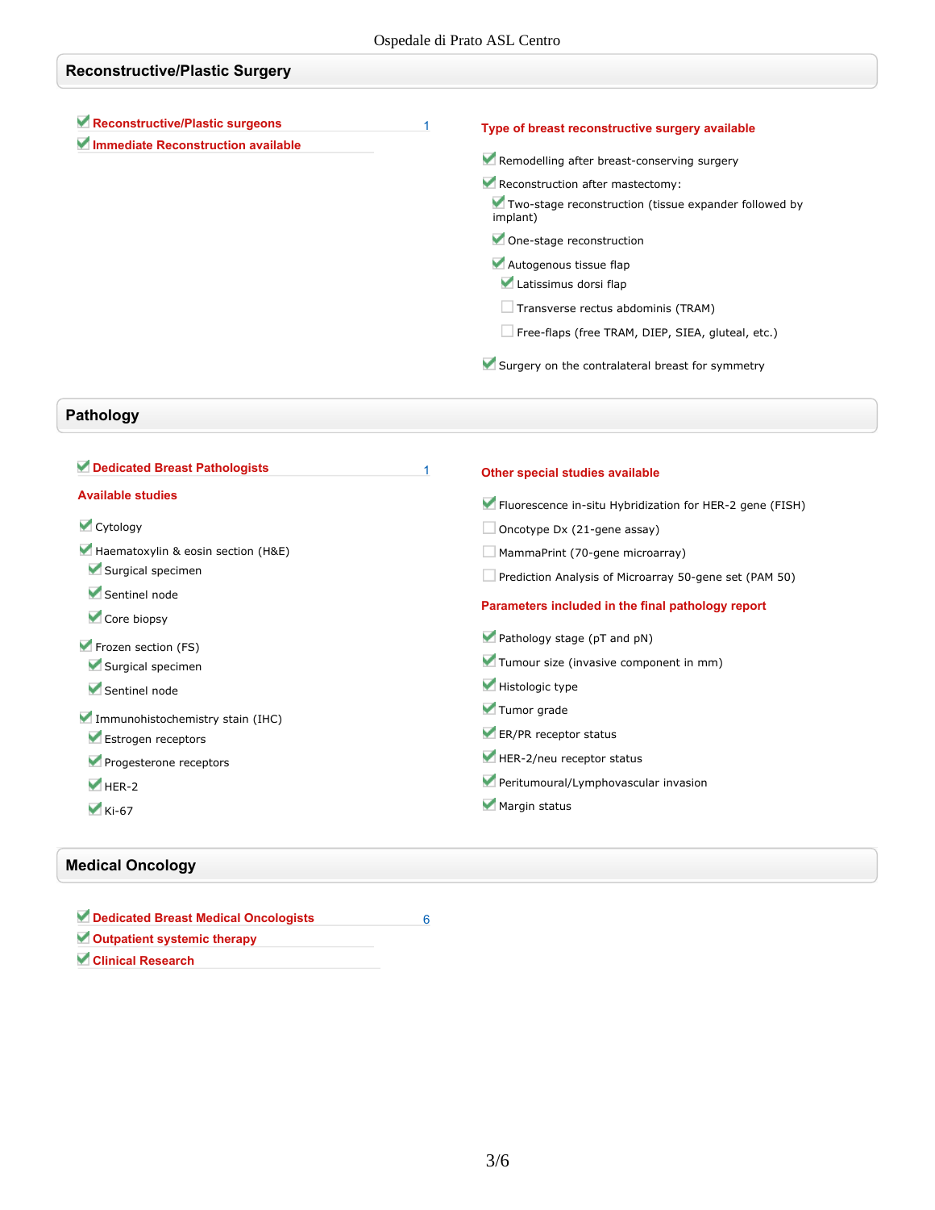## Reconstructive/Plastic Surgery

- [x] **Reconstructive/Plastic surgeons** 1
- [x] **Immediate Reconstruction available**

**Type of breast reconstructive surgery available**

- [x] Remodelling after breast-conserving surgery
- [x] Reconstruction after mastectomy:
  - [x] Two-stage reconstruction (tissue expander followed by implant)
  - [x] One-stage reconstruction
  - [x] Autogenous tissue flap
    - [x] Latissimus dorsi flap
    - [ ] Transverse rectus abdominis (TRAM)
    - [ ] Free-flaps (free TRAM, DIEP, SIEA, gluteal, etc.)
- [x] Surgery on the contralateral breast for symmetry

## Pathology

- [x] **Dedicated Breast Pathologists** 1

**Available studies**

- [x] Cytology
- [x] Haematoxylin & eosin section (H&E)
  - [x] Surgical specimen
  - [x] Sentinel node
  - [x] Core biopsy
- [x] Frozen section (FS)
  - [x] Surgical specimen
  - [x] Sentinel node
- [x] Immunohistochemistry stain (IHC)
  - [x] Estrogen receptors
  - [x] Progesterone receptors
  - [x] HER-2
  - [x] Ki-67

**Other special studies available**

- [x] Fluorescence in-situ Hybridization for HER-2 gene (FISH)
- [ ] Oncotype Dx (21-gene assay)
- [ ] MammaPrint (70-gene microarray)
- [ ] Prediction Analysis of Microarray 50-gene set (PAM 50)

**Parameters included in the final pathology report**

- [x] Pathology stage (pT and pN)
- [x] Tumour size (invasive component in mm)
- [x] Histologic type
- [x] Tumor grade
- [x] ER/PR receptor status
- [x] HER-2/neu receptor status
- [x] Peritumoural/Lymphovascular invasion
- [x] Margin status

## Medical Oncology

- [x] **Dedicated Breast Medical Oncologists** 6
- [x] **Outpatient systemic therapy**
- [x] **Clinical Research**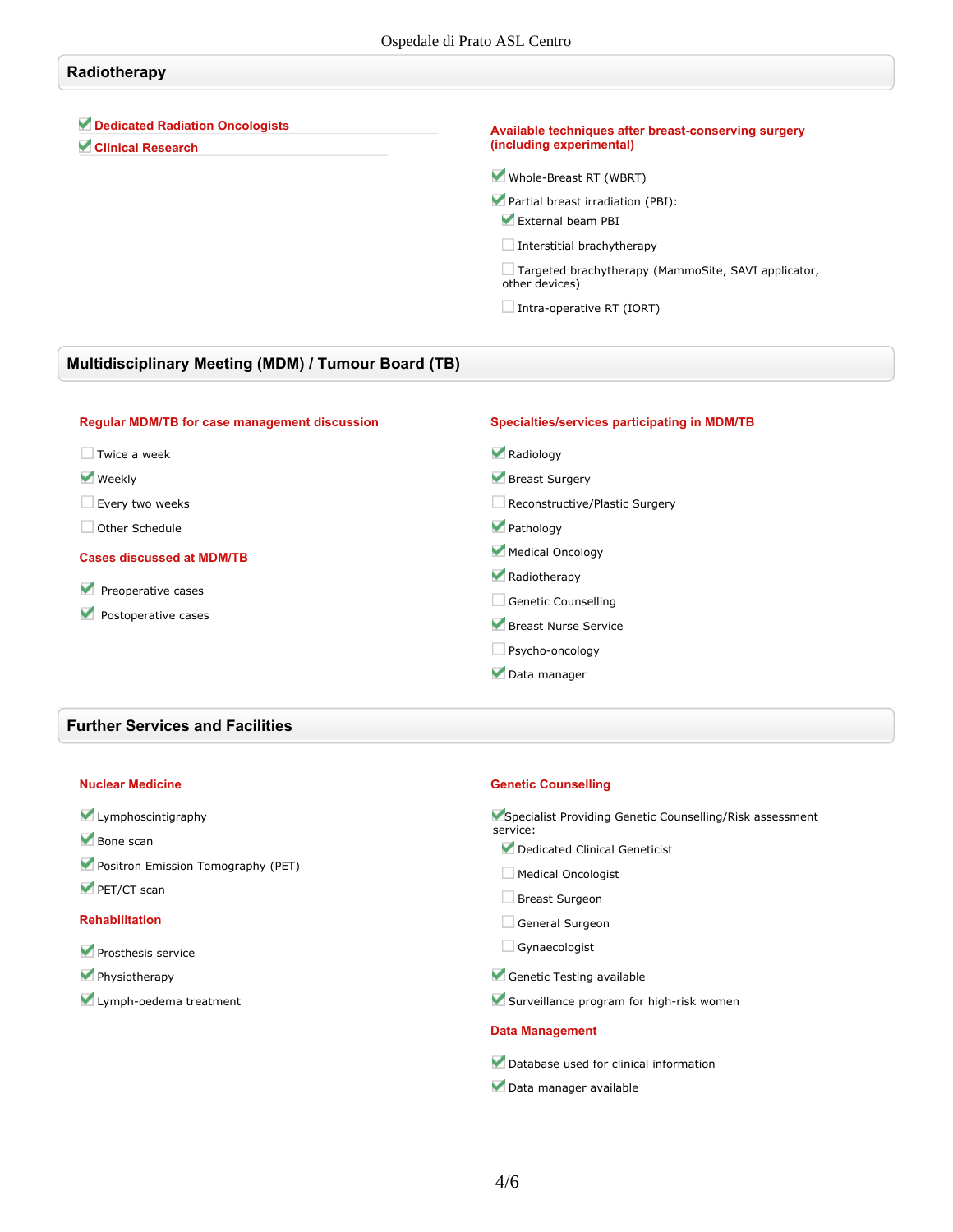## Radiotherapy

- [x] **Dedicated Radiation Oncologists**
- [x] **Clinical Research**

**Available techniques after breast-conserving surgery (including experimental)**

- [x] Whole-Breast RT (WBRT)
- [x] Partial breast irradiation (PBI):
  - [x] External beam PBI
  - [ ] Interstitial brachytherapy
  - [ ] Targeted brachytherapy (MammoSite, SAVI applicator, other devices)
  - [ ] Intra-operative RT (IORT)

## Multidisciplinary Meeting (MDM) / Tumour Board (TB)

**Regular MDM/TB for case management discussion**

- [ ] Twice a week
- [x] Weekly
- [ ] Every two weeks
- [ ] Other Schedule

**Cases discussed at MDM/TB**

- [x] Preoperative cases
- [x] Postoperative cases

**Specialties/services participating in MDM/TB**

- [x] Radiology
- [x] Breast Surgery
- [ ] Reconstructive/Plastic Surgery
- [x] Pathology
- [x] Medical Oncology
- [x] Radiotherapy
- [ ] Genetic Counselling
- [x] Breast Nurse Service
- [ ] Psycho-oncology
- [x] Data manager

## Further Services and Facilities

**Nuclear Medicine**

- [x] Lymphoscintigraphy
- [x] Bone scan
- [x] Positron Emission Tomography (PET)
- [x] PET/CT scan

**Rehabilitation**

- [x] Prosthesis service
- [x] Physiotherapy
- [x] Lymph-oedema treatment

**Genetic Counselling**

- [x] Specialist Providing Genetic Counselling/Risk assessment service:
  - [x] Dedicated Clinical Geneticist
  - [ ] Medical Oncologist
  - [ ] Breast Surgeon
  - [ ] General Surgeon
  - [ ] Gynaecologist
- [x] Genetic Testing available
- [x] Surveillance program for high-risk women

**Data Management**

- [x] Database used for clinical information
- [x] Data manager available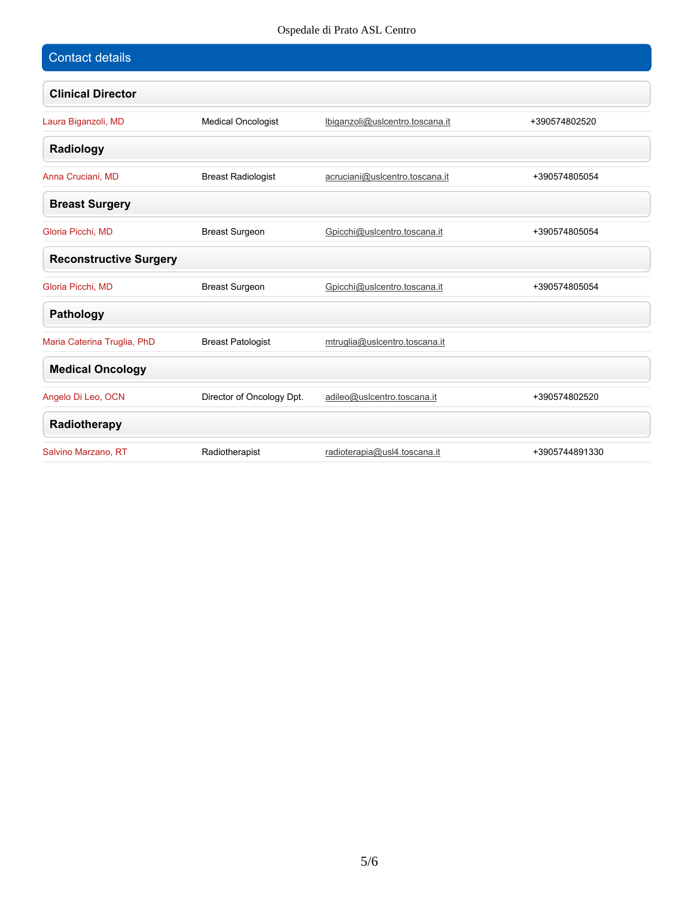## Contact details

### Clinical Director

| | | | |
|---|---|---|---|
| Laura Biganzoli, MD | Medical Oncologist | lbiganzoli@uslcentro.toscana.it | +390574802520 |

### Radiology

| | | | |
|---|---|---|---|
| Anna Cruciani, MD | Breast Radiologist | acruciani@uslcentro.toscana.it | +390574805054 |

### Breast Surgery

| | | | |
|---|---|---|---|
| Gloria Picchi, MD | Breast Surgeon | Gpicchi@uslcentro.toscana.it | +390574805054 |

### Reconstructive Surgery

| | | | |
|---|---|---|---|
| Gloria Picchi, MD | Breast Surgeon | Gpicchi@uslcentro.toscana.it | +390574805054 |

### Pathology

| | | | |
|---|---|---|---|
| Maria Caterina Truglia, PhD | Breast Patologist | mtruglia@uslcentro.toscana.it | |

### Medical Oncology

| | | | |
|---|---|---|---|
| Angelo Di Leo, OCN | Director of Oncology Dpt. | adileo@uslcentro.toscana.it | +390574802520 |

### Radiotherapy

| | | | |
|---|---|---|---|
| Salvino Marzano, RT | Radiotherapist | radioterapia@usl4.toscana.it | +3905744891330 |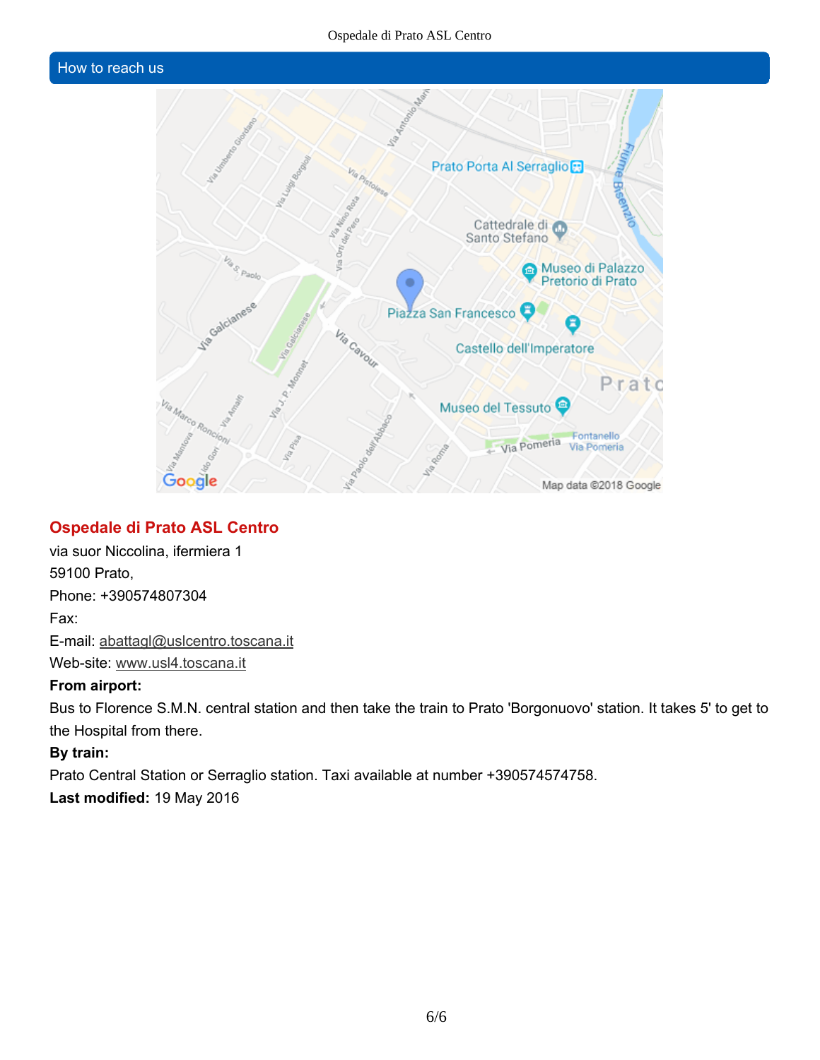## How to reach us

### Ospedale di Prato ASL Centro

via suor Niccolina, ifermiera 1
59100 Prato,
Phone: +390574807304
Fax:
E-mail: abattagl@uslcentro.toscana.it
Web-site: www.usl4.toscana.it

**From airport:**

Bus to Florence S.M.N. central station and then take the train to Prato 'Borgonuovo' station. It takes 5' to get to the Hospital from there.

**By train:**

Prato Central Station or Serraglio station. Taxi available at number +390574574758.

**Last modified:** 19 May 2016